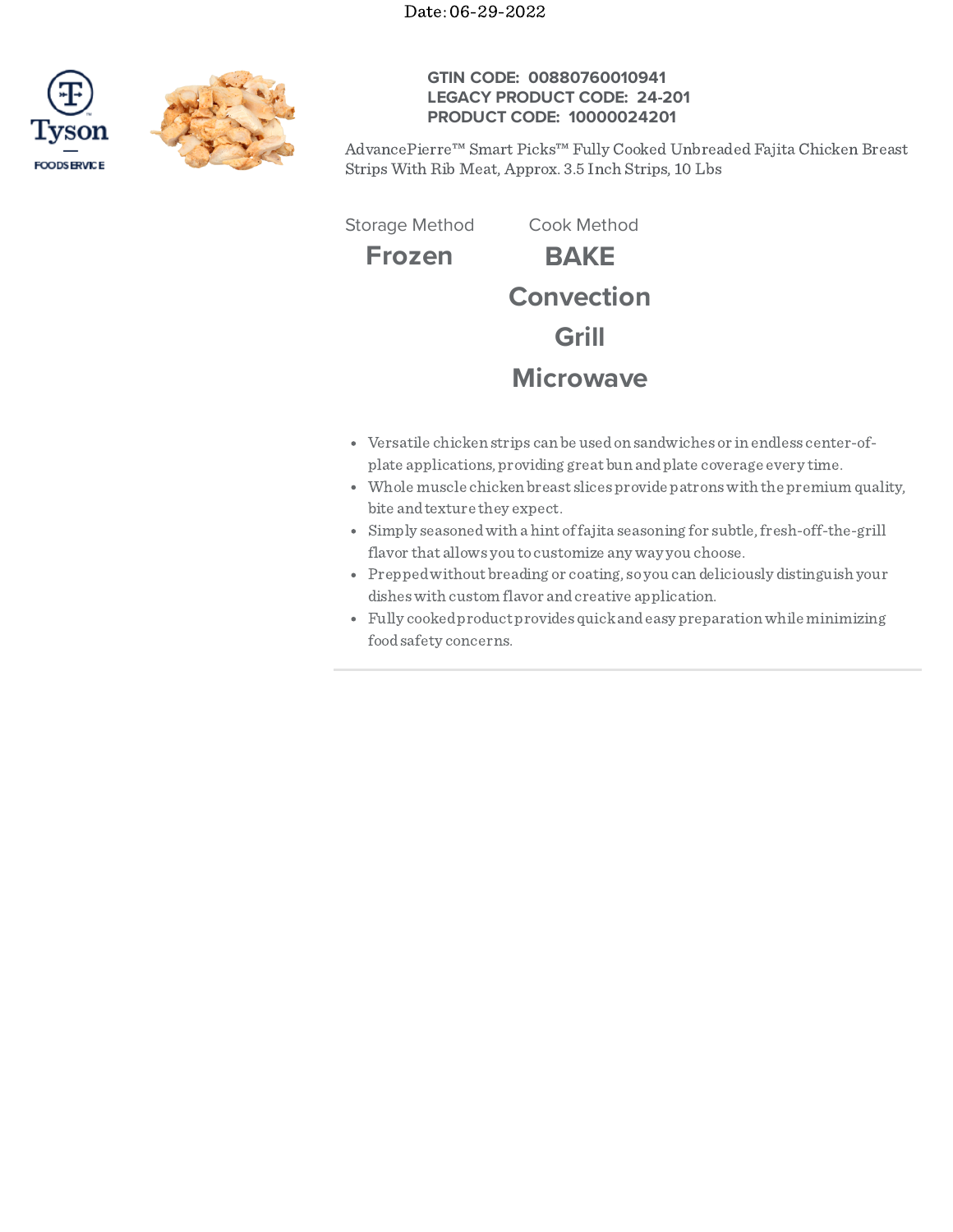Date: 06-29-2022

**GTIN CODE: 00880760010941**
**LEGACY PRODUCT CODE: 24-201**
**PRODUCT CODE: 10000024201**

AdvancePierre™ Smart Picks™ Fully Cooked Unbreaded Fajita Chicken Breast Strips With Rib Meat, Approx. 3.5 Inch Strips, 10 Lbs

| Storage Method | Cook Method |
| --- | --- |
| **Frozen** | **BAKE** |
| | **Convection** |
| | **Grill** |
| | **Microwave** |

- Versatile chicken strips can be used on sandwiches or in endless center-of-plate applications, providing great bun and plate coverage every time.
- Whole muscle chicken breast slices provide patrons with the premium quality, bite and texture they expect.
- Simply seasoned with a hint of fajita seasoning for subtle, fresh-off-the-grill flavor that allows you to customize any way you choose.
- Prepped without breading or coating, so you can deliciously distinguish your dishes with custom flavor and creative application.
- Fully cooked product provides quick and easy preparation while minimizing food safety concerns.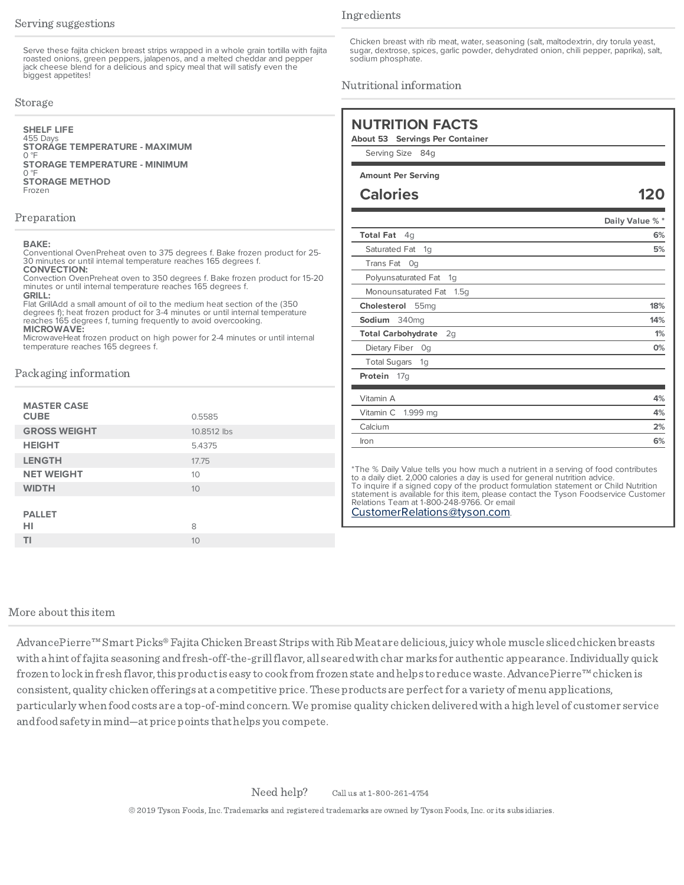## Serving suggestions

Serve these fajita chicken breast strips wrapped in a whole grain tortilla with fajita roasted onions, green peppers, jalapenos, and a melted cheddar and pepper jack cheese blend for a delicious and spicy meal that will satisfy even the biggest appetites!

## Storage

**SHELF LIFE**
455 Days
**STORAGE TEMPERATURE - MAXIMUM**
0 °F
**STORAGE TEMPERATURE - MINIMUM**
0 °F
**STORAGE METHOD**
Frozen

## Preparation

**BAKE:**
Conventional OvenPreheat oven to 375 degrees f. Bake frozen product for 25-30 minutes or until internal temperature reaches 165 degrees f.
**CONVECTION:**
Convection OvenPreheat oven to 350 degrees f. Bake frozen product for 15-20 minutes or until internal temperature reaches 165 degrees f.
**GRILL:**
Flat GrillAdd a small amount of oil to the medium heat section of the (350 degrees f); heat frozen product for 3-4 minutes or until internal temperature reaches 165 degrees f, turning frequently to avoid overcooking.
**MICROWAVE:**
MicrowaveHeat frozen product on high power for 2-4 minutes or until internal temperature reaches 165 degrees f.

## Packaging information

| | |
|---|---|
| **MASTER CASE** | |
| **CUBE** | 0.5585 |
| **GROSS WEIGHT** | 10.8512 lbs |
| **HEIGHT** | 5.4375 |
| **LENGTH** | 17.75 |
| **NET WEIGHT** | 10 |
| **WIDTH** | 10 |
| **PALLET** | |
| **HI** | 8 |
| **TI** | 10 |

## Ingredients

Chicken breast with rib meat, water, seasoning (salt, maltodextrin, dry torula yeast, sugar, dextrose, spices, garlic powder, dehydrated onion, chili pepper, paprika), salt, sodium phosphate.

## Nutritional information

**NUTRITION FACTS**
**About 53 Servings Per Container**
Serving Size 84g

**Amount Per Serving**
**Calories** 120

| | Daily Value % * |
|---|---|
| **Total Fat** 4g | 6% |
| Saturated Fat 1g | 5% |
| Trans Fat 0g | |
| Polyunsaturated Fat 1g | |
| Monounsaturated Fat 1.5g | |
| **Cholesterol** 55mg | 18% |
| **Sodium** 340mg | 14% |
| **Total Carbohydrate** 2g | 1% |
| Dietary Fiber 0g | 0% |
| Total Sugars 1g | |
| **Protein** 17g | |
| Vitamin A | 4% |
| Vitamin C 1.999 mg | 4% |
| Calcium | 2% |
| Iron | 6% |

*The % Daily Value tells you how much a nutrient in a serving of food contributes to a daily diet. 2,000 calories a day is used for general nutrition advice.
To inquire if a signed copy of the product formulation statement or Child Nutrition statement is available for this item, please contact the Tyson Foodservice Customer Relations Team at 1-800-248-9766. Or email CustomerRelations@tyson.com.

## More about this item

AdvancePierre™ Smart Picks® Fajita Chicken Breast Strips with Rib Meat are delicious, juicy whole muscle sliced chicken breasts with a hint of fajita seasoning and fresh-off-the-grill flavor, all seared with char marks for authentic appearance. Individually quick frozen to lock in fresh flavor, this product is easy to cook from frozen state and helps to reduce waste. AdvancePierre™ chicken is consistent, quality chicken offerings at a competitive price. These products are perfect for a variety of menu applications, particularly when food costs are a top-of-mind concern. We promise quality chicken delivered with a high level of customer service and food safety in mind—at price points that helps you compete.

Need help? Call us at 1-800-261-4754

© 2019 Tyson Foods, Inc. Trademarks and registered trademarks are owned by Tyson Foods, Inc. or its subsidiaries.